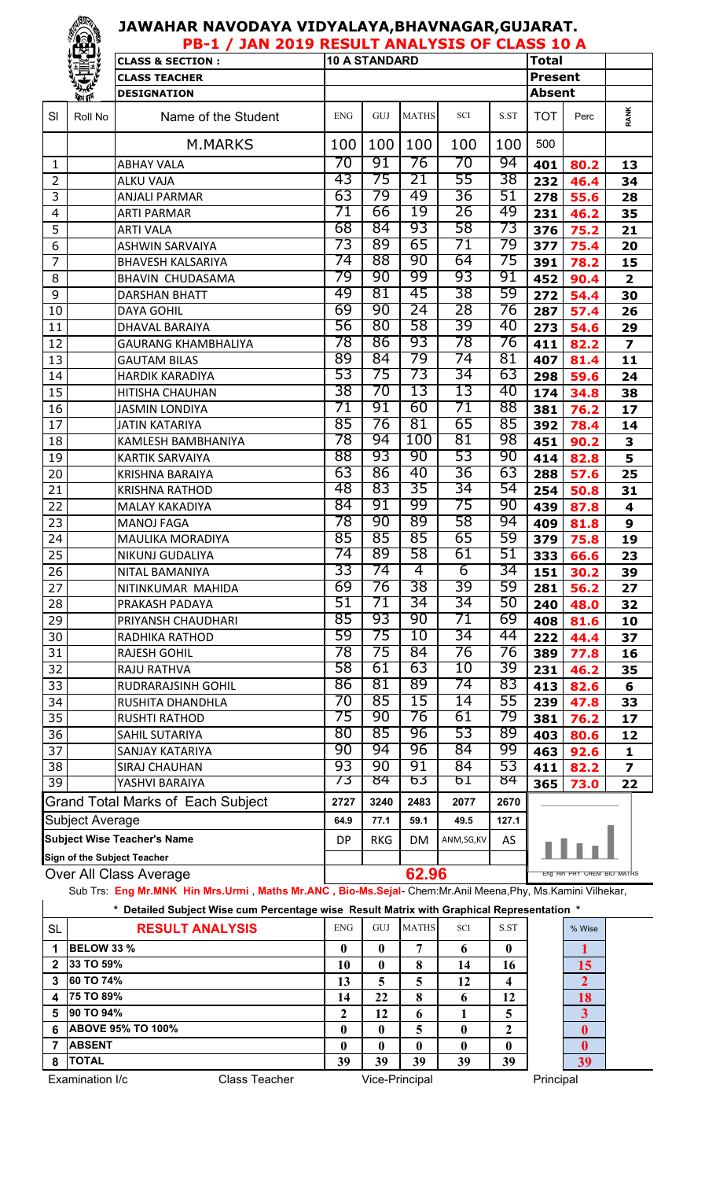# JAWAHAR NAVODAYA VIDYALAYA,BHAVNAGAR,GUJARAT.

## PB-1 / JAN 2019 RESULT ANALYSIS OF CLASS 10 A

| CLASS & SECTION : | 10 A STANDARD | Total | |
|---|---|---|---|
| CLASS TEACHER | | Present | |
| DESIGNATION | | Absent | |

| Sl | Roll No | Name of the Student | ENG | GUJ | MATHS | SCI | S.ST | TOT | Perc | RANK |
|---|---|---|---|---|---|---|---|---|---|---|
| | | M.MARKS | 100 | 100 | 100 | 100 | 100 | 500 | | |
| 1 | | ABHAY VALA | 70 | 91 | 76 | 70 | 94 | 401 | 80.2 | 13 |
| 2 | | ALKU VAJA | 43 | 75 | 21 | 55 | 38 | 232 | 46.4 | 34 |
| 3 | | ANJALI PARMAR | 63 | 79 | 49 | 36 | 51 | 278 | 55.6 | 28 |
| 4 | | ARTI PARMAR | 71 | 66 | 19 | 26 | 49 | 231 | 46.2 | 35 |
| 5 | | ARTI VALA | 68 | 84 | 93 | 58 | 73 | 376 | 75.2 | 21 |
| 6 | | ASHWIN SARVAIYA | 73 | 89 | 65 | 71 | 79 | 377 | 75.4 | 20 |
| 7 | | BHAVESH KALSARIYA | 74 | 88 | 90 | 64 | 75 | 391 | 78.2 | 15 |
| 8 | | BHAVIN CHUDASAMA | 79 | 90 | 99 | 93 | 91 | 452 | 90.4 | 2 |
| 9 | | DARSHAN BHATT | 49 | 81 | 45 | 38 | 59 | 272 | 54.4 | 30 |
| 10 | | DAYA GOHIL | 69 | 90 | 24 | 28 | 76 | 287 | 57.4 | 26 |
| 11 | | DHAVAL BARAIYA | 56 | 80 | 58 | 39 | 40 | 273 | 54.6 | 29 |
| 12 | | GAURANG KHAMBHALIYA | 78 | 86 | 93 | 78 | 76 | 411 | 82.2 | 7 |
| 13 | | GAUTAM BILAS | 89 | 84 | 79 | 74 | 81 | 407 | 81.4 | 11 |
| 14 | | HARDIK KARADIYA | 53 | 75 | 73 | 34 | 63 | 298 | 59.6 | 24 |
| 15 | | HITISHA CHAUHAN | 38 | 70 | 13 | 13 | 40 | 174 | 34.8 | 38 |
| 16 | | JASMIN LONDIYA | 71 | 91 | 60 | 71 | 88 | 381 | 76.2 | 17 |
| 17 | | JATIN KATARIYA | 85 | 76 | 81 | 65 | 85 | 392 | 78.4 | 14 |
| 18 | | KAMLESH BAMBHANIYA | 78 | 94 | 100 | 81 | 98 | 451 | 90.2 | 3 |
| 19 | | KARTIK SARVAIYA | 88 | 93 | 90 | 53 | 90 | 414 | 82.8 | 5 |
| 20 | | KRISHNA BARAIYA | 63 | 86 | 40 | 36 | 63 | 288 | 57.6 | 25 |
| 21 | | KRISHNA RATHOD | 48 | 83 | 35 | 34 | 54 | 254 | 50.8 | 31 |
| 22 | | MALAY KAKADIYA | 84 | 91 | 99 | 75 | 90 | 439 | 87.8 | 4 |
| 23 | | MANOJ FAGA | 78 | 90 | 89 | 58 | 94 | 409 | 81.8 | 9 |
| 24 | | MAULIKA MORADIYA | 85 | 85 | 85 | 65 | 59 | 379 | 75.8 | 19 |
| 25 | | NIKUNJ GUDALIYA | 74 | 89 | 58 | 61 | 51 | 333 | 66.6 | 23 |
| 26 | | NITAL BAMANIYA | 33 | 74 | 4 | 6 | 34 | 151 | 30.2 | 39 |
| 27 | | NITINKUMAR MAHIDA | 69 | 76 | 38 | 39 | 59 | 281 | 56.2 | 27 |
| 28 | | PRAKASH PADAYA | 51 | 71 | 34 | 34 | 50 | 240 | 48.0 | 32 |
| 29 | | PRIYANSH CHAUDHARI | 85 | 93 | 90 | 71 | 69 | 408 | 81.6 | 10 |
| 30 | | RADHIKA RATHOD | 59 | 75 | 10 | 34 | 44 | 222 | 44.4 | 37 |
| 31 | | RAJESH GOHIL | 78 | 75 | 84 | 76 | 76 | 389 | 77.8 | 16 |
| 32 | | RAJU RATHVA | 58 | 61 | 63 | 10 | 39 | 231 | 46.2 | 35 |
| 33 | | RUDRARAJSINH GOHIL | 86 | 81 | 89 | 74 | 83 | 413 | 82.6 | 6 |
| 34 | | RUSHITA DHANDHLA | 70 | 85 | 15 | 14 | 55 | 239 | 47.8 | 33 |
| 35 | | RUSHTI RATHOD | 75 | 90 | 76 | 61 | 79 | 381 | 76.2 | 17 |
| 36 | | SAHIL SUTARIYA | 80 | 85 | 96 | 53 | 89 | 403 | 80.6 | 12 |
| 37 | | SANJAY KATARIYA | 90 | 94 | 96 | 84 | 99 | 463 | 92.6 | 1 |
| 38 | | SIRAJ CHAUHAN | 93 | 90 | 91 | 84 | 53 | 411 | 82.2 | 7 |
| 39 | | YASHVI BARAIYA | 73 | 84 | 63 | 61 | 84 | 365 | 73.0 | 22 |
| | | Grand Total Marks of Each Subject | 2727 | 3240 | 2483 | 2077 | 2670 | | | |
| | | Subject Average | 64.9 | 77.1 | 59.1 | 49.5 | 127.1 | | | |
| | | Subject Wise Teacher's Name | DP | RKG | DM | ANM,SG,KV | AS | | | |
| | | Sign of the Subject Teacher | | | | | | | | |
| | | Over All Class Average | | | 62.96 | | | | | |

Eng Hin PHY CHEM BIO MATHS

Sub Trs: **Eng Mr.MNK Hin Mrs.Urmi , Maths Mr.ANC , Bio-Ms.Sejal**- Chem:Mr.Anil Meena,Phy, Ms.Kamini Vilhekar,

**\* Detailed Subject Wise cum Percentage wise Result Matrix with Graphical Representation \***

| SL | RESULT ANALYSIS | ENG | GUJ | MATHS | SCI | S.ST | % Wise |
|---|---|---|---|---|---|---|---|
| 1 | BELOW 33 % | 0 | 0 | 7 | 6 | 0 | 1 |
| 2 | 33 TO 59% | 10 | 0 | 8 | 14 | 16 | 15 |
| 3 | 60 TO 74% | 13 | 5 | 5 | 12 | 4 | 2 |
| 4 | 75 TO 89% | 14 | 22 | 8 | 6 | 12 | 18 |
| 5 | 90 TO 94% | 2 | 12 | 6 | 1 | 5 | 3 |
| 6 | ABOVE 95% TO 100% | 0 | 0 | 5 | 0 | 2 | 0 |
| 7 | ABSENT | 0 | 0 | 0 | 0 | 0 | 0 |
| 8 | TOTAL | 39 | 39 | 39 | 39 | 39 | 39 |

Examination I/c &nbsp;&nbsp;&nbsp; Class Teacher &nbsp;&nbsp;&nbsp; Vice-Principal &nbsp;&nbsp;&nbsp; Principal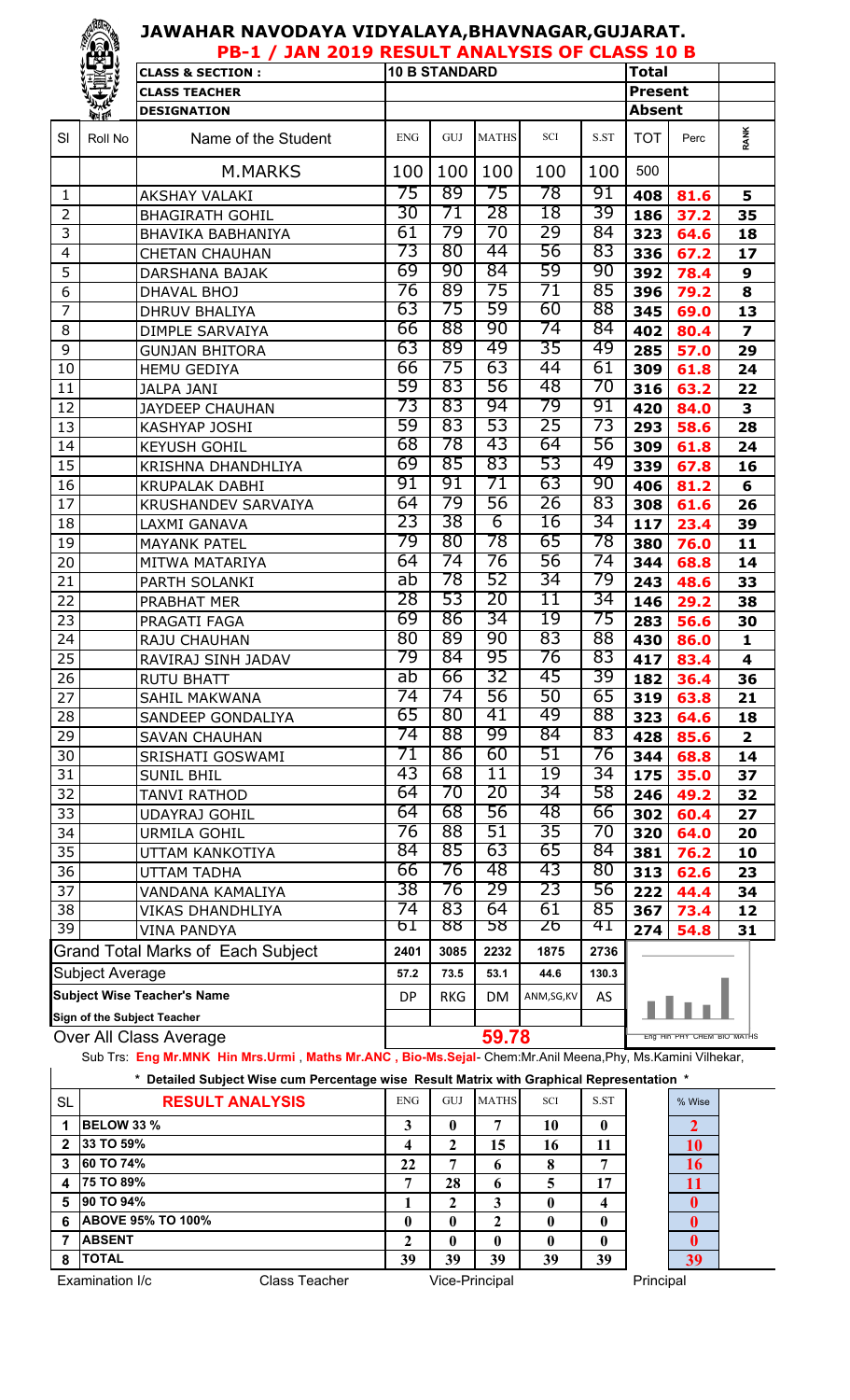# JAWAHAR NAVODAYA VIDYALAYA,BHAVNAGAR,GUJARAT.

## PB-1 / JAN 2019 RESULT ANALYSIS OF CLASS 10 B

| | | | | | | | | | | |
|---|---|---|---|---|---|---|---|---|---|---|
| | | CLASS & SECTION : | 10 B STANDARD | | | | | Total | | |
| | | CLASS TEACHER | | | | | | Present | | |
| | | DESIGNATION | | | | | | Absent | | |
| SI | Roll No | Name of the Student | ENG | GUJ | MATHS | SCI | S.ST | TOT | Perc | RANK |
| | | M.MARKS | 100 | 100 | 100 | 100 | 100 | 500 | | |
| 1 | | AKSHAY VALAKI | 75 | 89 | 75 | 78 | 91 | 408 | 81.6 | 5 |
| 2 | | BHAGIRATH GOHIL | 30 | 71 | 28 | 18 | 39 | 186 | 37.2 | 35 |
| 3 | | BHAVIKA BABHANIYA | 61 | 79 | 70 | 29 | 84 | 323 | 64.6 | 18 |
| 4 | | CHETAN CHAUHAN | 73 | 80 | 44 | 56 | 83 | 336 | 67.2 | 17 |
| 5 | | DARSHANA BAJAK | 69 | 90 | 84 | 59 | 90 | 392 | 78.4 | 9 |
| 6 | | DHAVAL BHOJ | 76 | 89 | 75 | 71 | 85 | 396 | 79.2 | 8 |
| 7 | | DHRUV BHALIYA | 63 | 75 | 59 | 60 | 88 | 345 | 69.0 | 13 |
| 8 | | DIMPLE SARVAIYA | 66 | 88 | 90 | 74 | 84 | 402 | 80.4 | 7 |
| 9 | | GUNJAN BHITORA | 63 | 89 | 49 | 35 | 49 | 285 | 57.0 | 29 |
| 10 | | HEMU GEDIYA | 66 | 75 | 63 | 44 | 61 | 309 | 61.8 | 24 |
| 11 | | JALPA JANI | 59 | 83 | 56 | 48 | 70 | 316 | 63.2 | 22 |
| 12 | | JAYDEEP CHAUHAN | 73 | 83 | 94 | 79 | 91 | 420 | 84.0 | 3 |
| 13 | | KASHYAP JOSHI | 59 | 83 | 53 | 25 | 73 | 293 | 58.6 | 28 |
| 14 | | KEYUSH GOHIL | 68 | 78 | 43 | 64 | 56 | 309 | 61.8 | 24 |
| 15 | | KRISHNA DHANDHLIYA | 69 | 85 | 83 | 53 | 49 | 339 | 67.8 | 16 |
| 16 | | KRUPALAK DABHI | 91 | 91 | 71 | 63 | 90 | 406 | 81.2 | 6 |
| 17 | | KRUSHANDEV SARVAIYA | 64 | 79 | 56 | 26 | 83 | 308 | 61.6 | 26 |
| 18 | | LAXMI GANAVA | 23 | 38 | 6 | 16 | 34 | 117 | 23.4 | 39 |
| 19 | | MAYANK PATEL | 79 | 80 | 78 | 65 | 78 | 380 | 76.0 | 11 |
| 20 | | MITWA MATARIYA | 64 | 74 | 76 | 56 | 74 | 344 | 68.8 | 14 |
| 21 | | PARTH SOLANKI | ab | 78 | 52 | 34 | 79 | 243 | 48.6 | 33 |
| 22 | | PRABHAT MER | 28 | 53 | 20 | 11 | 34 | 146 | 29.2 | 38 |
| 23 | | PRAGATI FAGA | 69 | 86 | 34 | 19 | 75 | 283 | 56.6 | 30 |
| 24 | | RAJU CHAUHAN | 80 | 89 | 90 | 83 | 88 | 430 | 86.0 | 1 |
| 25 | | RAVIRAJ SINH JADAV | 79 | 84 | 95 | 76 | 83 | 417 | 83.4 | 4 |
| 26 | | RUTU BHATT | ab | 66 | 32 | 45 | 39 | 182 | 36.4 | 36 |
| 27 | | SAHIL MAKWANA | 74 | 74 | 56 | 50 | 65 | 319 | 63.8 | 21 |
| 28 | | SANDEEP GONDALIYA | 65 | 80 | 41 | 49 | 88 | 323 | 64.6 | 18 |
| 29 | | SAVAN CHAUHAN | 74 | 88 | 99 | 84 | 83 | 428 | 85.6 | 2 |
| 30 | | SRISHATI GOSWAMI | 71 | 86 | 60 | 51 | 76 | 344 | 68.8 | 14 |
| 31 | | SUNIL BHIL | 43 | 68 | 11 | 19 | 34 | 175 | 35.0 | 37 |
| 32 | | TANVI RATHOD | 64 | 70 | 20 | 34 | 58 | 246 | 49.2 | 32 |
| 33 | | UDAYRAJ GOHIL | 64 | 68 | 56 | 48 | 66 | 302 | 60.4 | 27 |
| 34 | | URMILA GOHIL | 76 | 88 | 51 | 35 | 70 | 320 | 64.0 | 20 |
| 35 | | UTTAM KANKOTIYA | 84 | 85 | 63 | 65 | 84 | 381 | 76.2 | 10 |
| 36 | | UTTAM TADHA | 66 | 76 | 48 | 43 | 80 | 313 | 62.6 | 23 |
| 37 | | VANDANA KAMALIYA | 38 | 76 | 29 | 23 | 56 | 222 | 44.4 | 34 |
| 38 | | VIKAS DHANDHLIYA | 74 | 83 | 64 | 61 | 85 | 367 | 73.4 | 12 |
| 39 | | VINA PANDYA | 61 | 88 | 58 | 26 | 41 | 274 | 54.8 | 31 |
| Grand Total Marks of Each Subject | | | 2401 | 3085 | 2232 | 1875 | 2736 | | | |
| Subject Average | | | 57.2 | 73.5 | 53.1 | 44.6 | 130.3 | | | |
| Subject Wise Teacher's Name | | | DP | RKG | DM | ANM,SG,KV | AS | | | |
| Sign of the Subject Teacher | | | | | | | | | | |
| Over All Class Average | | | | | 59.78 | | | | | |

Eng Hin PHY CHEM BIO MATHS

Sub Trs: **Eng Mr.MNK Hin Mrs.Urmi , Maths Mr.ANC , Bio-Ms.Sejal**- Chem:Mr.Anil Meena,Phy, Ms.Kamini Vilhekar,

**\* Detailed Subject Wise cum Percentage wise Result Matrix with Graphical Representation \***

| SL | RESULT ANALYSIS | ENG | GUJ | MATHS | SCI | S.ST | % Wise |
|---|---|---|---|---|---|---|---|
| 1 | BELOW 33 % | 3 | 0 | 7 | 10 | 0 | 2 |
| 2 | 33 TO 59% | 4 | 2 | 15 | 16 | 11 | 10 |
| 3 | 60 TO 74% | 22 | 7 | 6 | 8 | 7 | 16 |
| 4 | 75 TO 89% | 7 | 28 | 6 | 5 | 17 | 11 |
| 5 | 90 TO 94% | 1 | 2 | 3 | 0 | 4 | 0 |
| 6 | ABOVE 95% TO 100% | 0 | 0 | 2 | 0 | 0 | 0 |
| 7 | ABSENT | 2 | 0 | 0 | 0 | 0 | 0 |
| 8 | TOTAL | 39 | 39 | 39 | 39 | 39 | 39 |

Examination I/c | Class Teacher | Vice-Principal | Principal